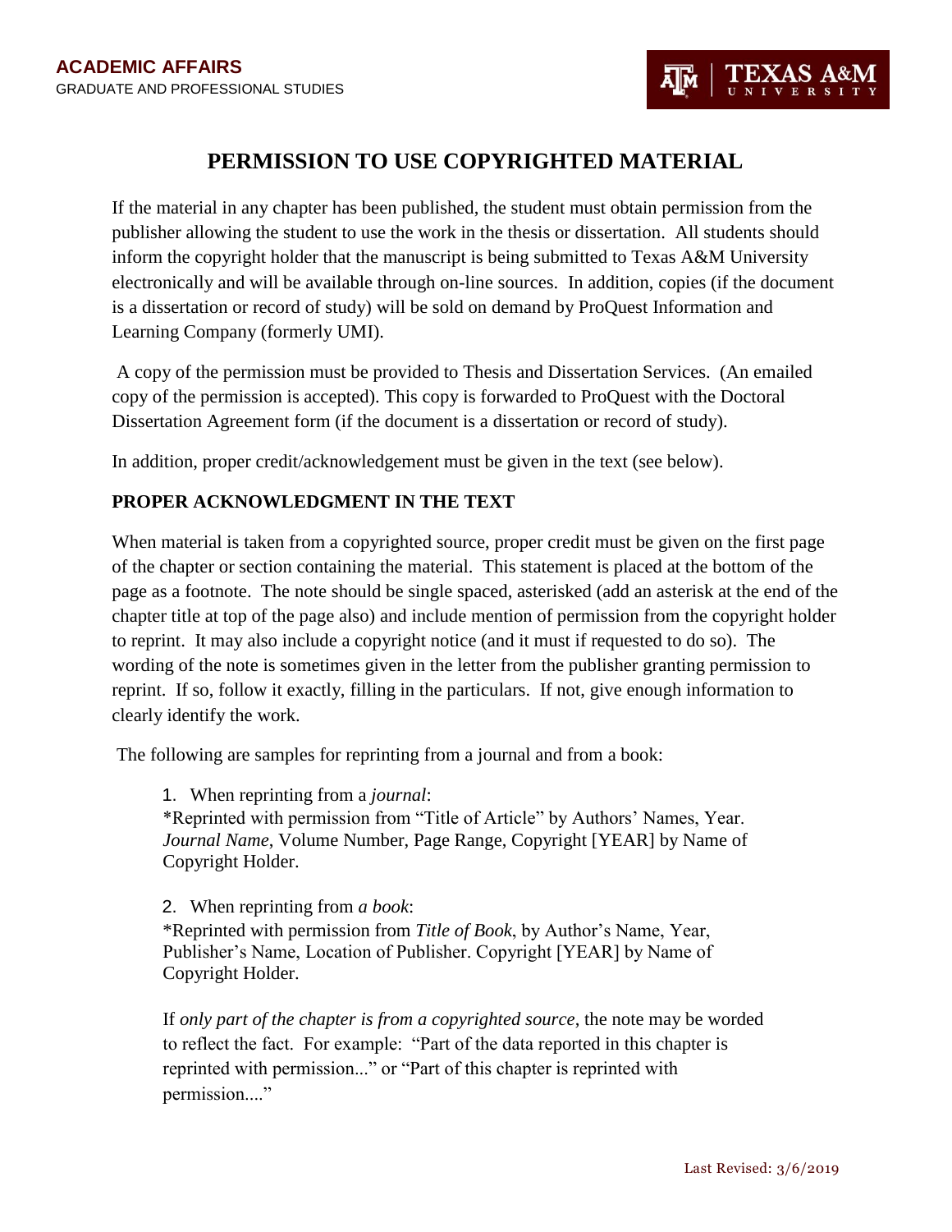**ACADEMIC AFFAIRS**
GRADUATE AND PROFESSIONAL STUDIES

# PERMISSION TO USE COPYRIGHTED MATERIAL

If the material in any chapter has been published, the student must obtain permission from the publisher allowing the student to use the work in the thesis or dissertation. All students should inform the copyright holder that the manuscript is being submitted to Texas A&M University electronically and will be available through on-line sources. In addition, copies (if the document is a dissertation or record of study) will be sold on demand by ProQuest Information and Learning Company (formerly UMI).

A copy of the permission must be provided to Thesis and Dissertation Services. (An emailed copy of the permission is accepted). This copy is forwarded to ProQuest with the Doctoral Dissertation Agreement form (if the document is a dissertation or record of study).

In addition, proper credit/acknowledgement must be given in the text (see below).

## PROPER ACKNOWLEDGMENT IN THE TEXT

When material is taken from a copyrighted source, proper credit must be given on the first page of the chapter or section containing the material. This statement is placed at the bottom of the page as a footnote. The note should be single spaced, asterisked (add an asterisk at the end of the chapter title at top of the page also) and include mention of permission from the copyright holder to reprint. It may also include a copyright notice (and it must if requested to do so). The wording of the note is sometimes given in the letter from the publisher granting permission to reprint. If so, follow it exactly, filling in the particulars. If not, give enough information to clearly identify the work.

The following are samples for reprinting from a journal and from a book:

1. When reprinting from a *journal*:
   *Reprinted with permission from "Title of Article" by Authors' Names, Year. *Journal Name*, Volume Number, Page Range, Copyright [YEAR] by Name of Copyright Holder.

2. When reprinting from *a book*:
   *Reprinted with permission from *Title of Book*, by Author's Name, Year, Publisher's Name, Location of Publisher. Copyright [YEAR] by Name of Copyright Holder.

   If *only part of the chapter is from a copyrighted source*, the note may be worded to reflect the fact. For example: "Part of the data reported in this chapter is reprinted with permission..." or "Part of this chapter is reprinted with permission...."

Last Revised: 3/6/2019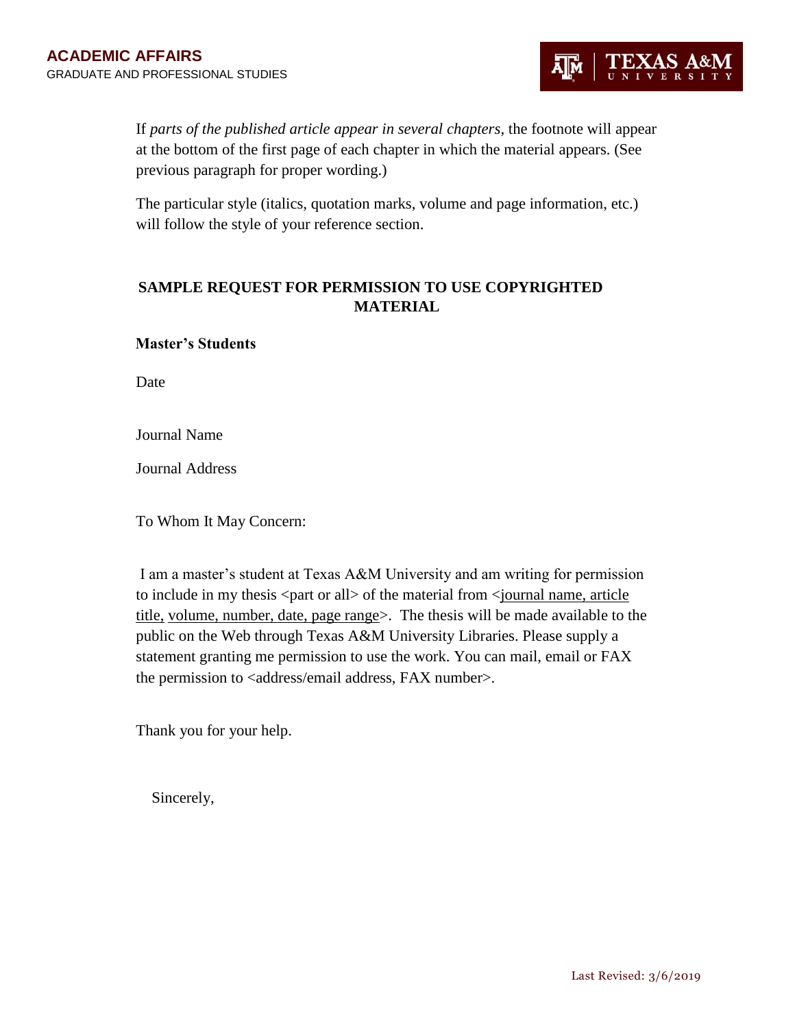If *parts of the published article appear in several chapters*, the footnote will appear at the bottom of the first page of each chapter in which the material appears. (See previous paragraph for proper wording.)

The particular style (italics, quotation marks, volume and page information, etc.) will follow the style of your reference section.

## SAMPLE REQUEST FOR PERMISSION TO USE COPYRIGHTED MATERIAL

**Master's Students**

Date

Journal Name

Journal Address

To Whom It May Concern:

I am a master's student at Texas A&M University and am writing for permission to include in my thesis <part or all> of the material from <journal name, article title, volume, number, date, page range>. The thesis will be made available to the public on the Web through Texas A&M University Libraries. Please supply a statement granting me permission to use the work. You can mail, email or FAX the permission to <address/email address, FAX number>.

Thank you for your help.

Sincerely,